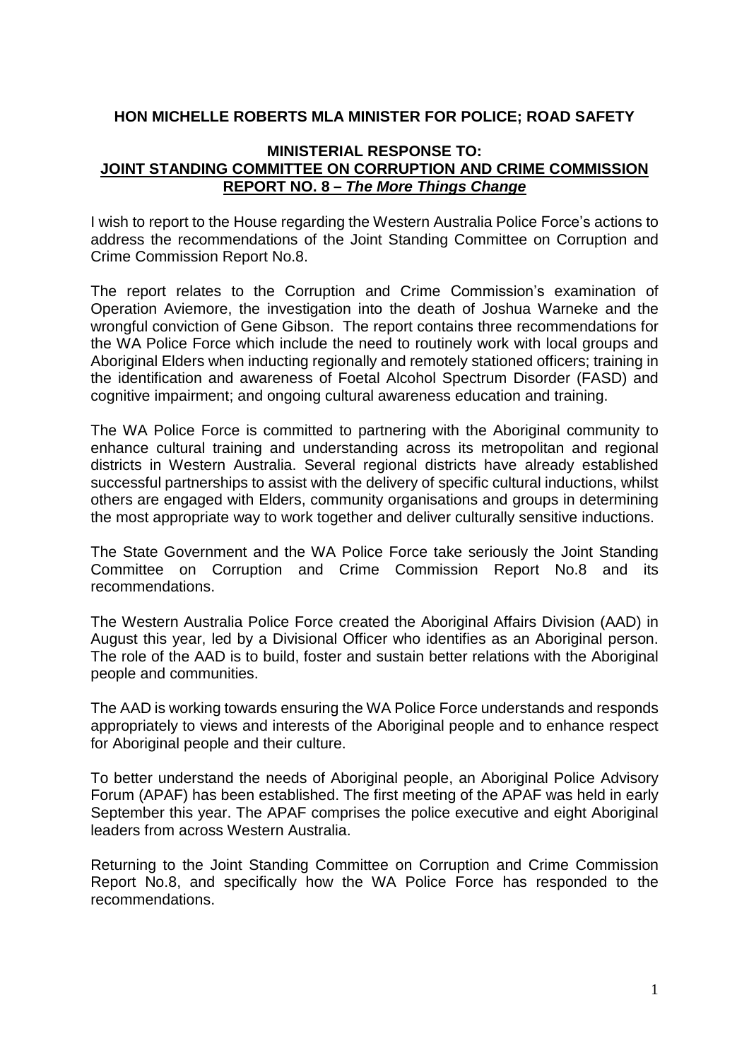**HON MICHELLE ROBERTS MLA MINISTER FOR POLICE; ROAD SAFETY**

**MINISTERIAL RESPONSE TO:**
**JOINT STANDING COMMITTEE ON CORRUPTION AND CRIME COMMISSION REPORT NO. 8 – *The More Things Change***

I wish to report to the House regarding the Western Australia Police Force's actions to address the recommendations of the Joint Standing Committee on Corruption and Crime Commission Report No.8.

The report relates to the Corruption and Crime Commission's examination of Operation Aviemore, the investigation into the death of Joshua Warneke and the wrongful conviction of Gene Gibson. The report contains three recommendations for the WA Police Force which include the need to routinely work with local groups and Aboriginal Elders when inducting regionally and remotely stationed officers; training in the identification and awareness of Foetal Alcohol Spectrum Disorder (FASD) and cognitive impairment; and ongoing cultural awareness education and training.

The WA Police Force is committed to partnering with the Aboriginal community to enhance cultural training and understanding across its metropolitan and regional districts in Western Australia. Several regional districts have already established successful partnerships to assist with the delivery of specific cultural inductions, whilst others are engaged with Elders, community organisations and groups in determining the most appropriate way to work together and deliver culturally sensitive inductions.

The State Government and the WA Police Force take seriously the Joint Standing Committee on Corruption and Crime Commission Report No.8 and its recommendations.

The Western Australia Police Force created the Aboriginal Affairs Division (AAD) in August this year, led by a Divisional Officer who identifies as an Aboriginal person. The role of the AAD is to build, foster and sustain better relations with the Aboriginal people and communities.

The AAD is working towards ensuring the WA Police Force understands and responds appropriately to views and interests of the Aboriginal people and to enhance respect for Aboriginal people and their culture.

To better understand the needs of Aboriginal people, an Aboriginal Police Advisory Forum (APAF) has been established. The first meeting of the APAF was held in early September this year. The APAF comprises the police executive and eight Aboriginal leaders from across Western Australia.

Returning to the Joint Standing Committee on Corruption and Crime Commission Report No.8, and specifically how the WA Police Force has responded to the recommendations.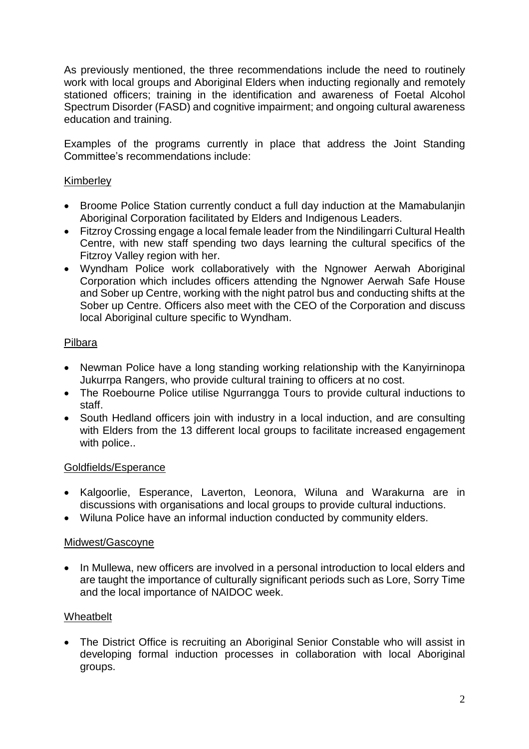As previously mentioned, the three recommendations include the need to routinely work with local groups and Aboriginal Elders when inducting regionally and remotely stationed officers; training in the identification and awareness of Foetal Alcohol Spectrum Disorder (FASD) and cognitive impairment; and ongoing cultural awareness education and training.

Examples of the programs currently in place that address the Joint Standing Committee's recommendations include:

<u>Kimberley</u>

- Broome Police Station currently conduct a full day induction at the Mamabulanjin Aboriginal Corporation facilitated by Elders and Indigenous Leaders.
- Fitzroy Crossing engage a local female leader from the Nindilingarri Cultural Health Centre, with new staff spending two days learning the cultural specifics of the Fitzroy Valley region with her.
- Wyndham Police work collaboratively with the Ngnower Aerwah Aboriginal Corporation which includes officers attending the Ngnower Aerwah Safe House and Sober up Centre, working with the night patrol bus and conducting shifts at the Sober up Centre. Officers also meet with the CEO of the Corporation and discuss local Aboriginal culture specific to Wyndham.

<u>Pilbara</u>

- Newman Police have a long standing working relationship with the Kanyirninopa Jukurrpa Rangers, who provide cultural training to officers at no cost.
- The Roebourne Police utilise Ngurrangga Tours to provide cultural inductions to staff.
- South Hedland officers join with industry in a local induction, and are consulting with Elders from the 13 different local groups to facilitate increased engagement with police..

<u>Goldfields/Esperance</u>

- Kalgoorlie, Esperance, Laverton, Leonora, Wiluna and Warakurna are in discussions with organisations and local groups to provide cultural inductions.
- Wiluna Police have an informal induction conducted by community elders.

<u>Midwest/Gascoyne</u>

- In Mullewa, new officers are involved in a personal introduction to local elders and are taught the importance of culturally significant periods such as Lore, Sorry Time and the local importance of NAIDOC week.

<u>Wheatbelt</u>

- The District Office is recruiting an Aboriginal Senior Constable who will assist in developing formal induction processes in collaboration with local Aboriginal groups.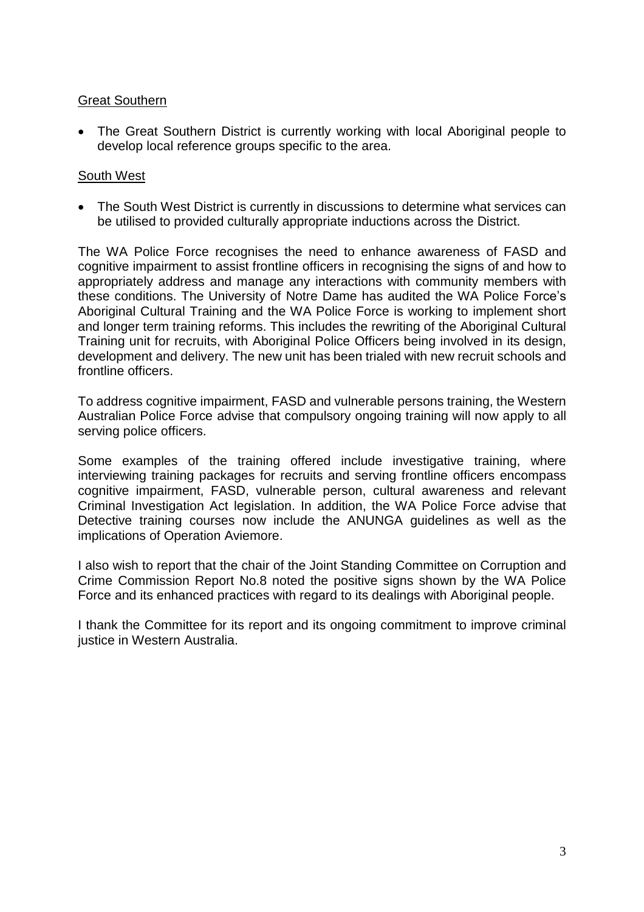Great Southern

- The Great Southern District is currently working with local Aboriginal people to develop local reference groups specific to the area.

South West

- The South West District is currently in discussions to determine what services can be utilised to provided culturally appropriate inductions across the District.

The WA Police Force recognises the need to enhance awareness of FASD and cognitive impairment to assist frontline officers in recognising the signs of and how to appropriately address and manage any interactions with community members with these conditions. The University of Notre Dame has audited the WA Police Force's Aboriginal Cultural Training and the WA Police Force is working to implement short and longer term training reforms. This includes the rewriting of the Aboriginal Cultural Training unit for recruits, with Aboriginal Police Officers being involved in its design, development and delivery. The new unit has been trialed with new recruit schools and frontline officers.

To address cognitive impairment, FASD and vulnerable persons training, the Western Australian Police Force advise that compulsory ongoing training will now apply to all serving police officers.

Some examples of the training offered include investigative training, where interviewing training packages for recruits and serving frontline officers encompass cognitive impairment, FASD, vulnerable person, cultural awareness and relevant Criminal Investigation Act legislation. In addition, the WA Police Force advise that Detective training courses now include the ANUNGA guidelines as well as the implications of Operation Aviemore.

I also wish to report that the chair of the Joint Standing Committee on Corruption and Crime Commission Report No.8 noted the positive signs shown by the WA Police Force and its enhanced practices with regard to its dealings with Aboriginal people.

I thank the Committee for its report and its ongoing commitment to improve criminal justice in Western Australia.